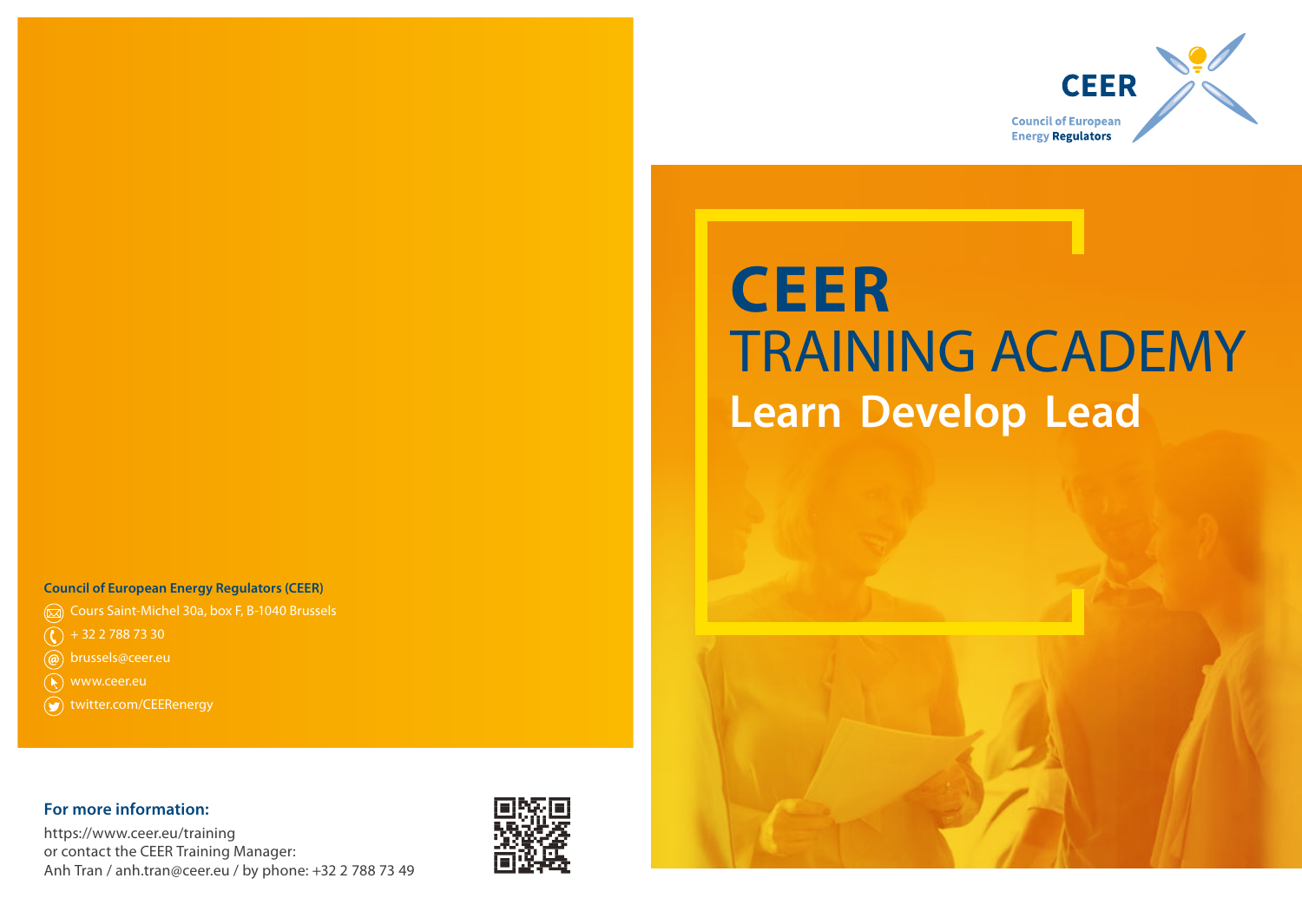CEER

Council of European Energy Regulators

# CEER TRAINING ACADEMY

## Learn Develop Lead

**Council of European Energy Regulators (CEER)**

- Cours Saint-Michel 30a, box F, B-1040 Brussels
- + 32 2 788 73 30
- brussels@ceer.eu
- www.ceer.eu
- twitter.com/CEERenergy

**For more information:**

https://www.ceer.eu/training
or contact the CEER Training Manager:
Anh Tran / anh.tran@ceer.eu / by phone: +32 2 788 73 49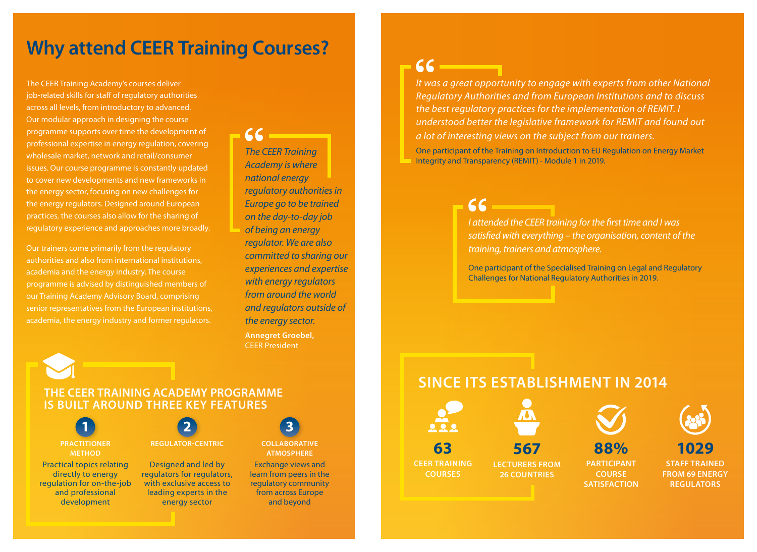# Why attend CEER Training Courses?

The CEER Training Academy's courses deliver job-related skills for staff of regulatory authorities across all levels, from introductory to advanced. Our modular approach in designing the course programme supports over time the development of professional expertise in energy regulation, covering wholesale market, network and retail/consumer issues. Our course programme is constantly updated to cover new developments and new frameworks in the energy sector, focusing on new challenges for the energy regulators. Designed around European practices, the courses also allow for the sharing of regulatory experience and approaches more broadly.

Our trainers come primarily from the regulatory authorities and also from international institutions, academia and the energy industry. The course programme is advised by distinguished members of our Training Academy Advisory Board, comprising senior representatives from the European institutions, academia, the energy industry and former regulators.

> *The CEER Training Academy is where national energy regulatory authorities in Europe go to be trained on the day-to-day job of being an energy regulator. We are also committed to sharing our experiences and expertise with energy regulators from around the world and regulators outside of the energy sector.*
>
> **Annegret Groebel,**
> CEER President

## THE CEER TRAINING ACADEMY PROGRAMME IS BUILT AROUND THREE KEY FEATURES

**1 PRACTITIONER METHOD**

Practical topics relating directly to energy regulation for on-the-job and professional development

**2 REGULATOR-CENTRIC**

Designed and led by regulators for regulators, with exclusive access to leading experts in the energy sector

**3 COLLABORATIVE ATMOSPHERE**

Exchange views and learn from peers in the regulatory community from across Europe and beyond

> *It was a great opportunity to engage with experts from other National Regulatory Authorities and from European Institutions and to discuss the best regulatory practices for the implementation of REMIT. I understood better the legislative framework for REMIT and found out a lot of interesting views on the subject from our trainers.*
>
> One participant of the Training on Introduction to EU Regulation on Energy Market Integrity and Transparency (REMIT) - Module 1 in 2019.

> *I attended the CEER training for the first time and I was satisfied with everything – the organisation, content of the training, trainers and atmosphere.*
>
> One participant of the Specialised Training on Legal and Regulatory Challenges for National Regulatory Authorities in 2019.

## SINCE ITS ESTABLISHMENT IN 2014

- **63** CEER TRAINING COURSES
- **567** LECTURERS FROM 26 COUNTRIES
- **88%** PARTICIPANT COURSE SATISFACTION
- **1029** STAFF TRAINED FROM 69 ENERGY REGULATORS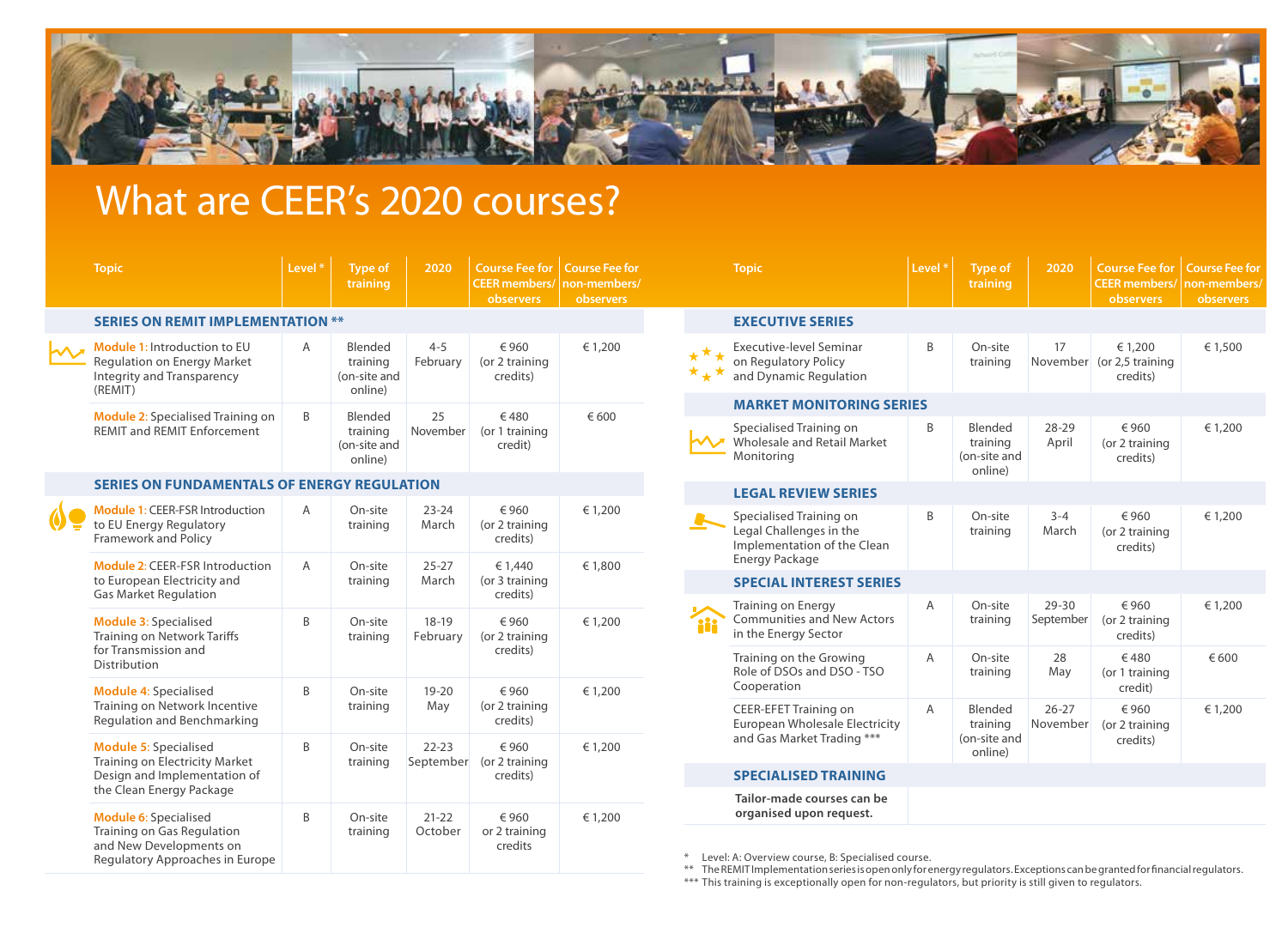# What are CEER's 2020 courses?

| Topic | Level * | Type of training | 2020 | Course Fee for CEER members/ observers | Course Fee for non-members/ observers |
|---|---|---|---|---|---|
| **SERIES ON REMIT IMPLEMENTATION \*\*** | | | | | |
| Module 1: Introduction to EU Regulation on Energy Market Integrity and Transparency (REMIT) | A | Blended training (on-site and online) | 4-5 February | € 960 (or 2 training credits) | € 1,200 |
| Module 2: Specialised Training on REMIT and REMIT Enforcement | B | Blended training (on-site and online) | 25 November | € 480 (or 1 training credit) | € 600 |
| **SERIES ON FUNDAMENTALS OF ENERGY REGULATION** | | | | | |
| Module 1: CEER-FSR Introduction to EU Energy Regulatory Framework and Policy | A | On-site training | 23-24 March | € 960 (or 2 training credits) | € 1,200 |
| Module 2: CEER-FSR Introduction to European Electricity and Gas Market Regulation | A | On-site training | 25-27 March | € 1,440 (or 3 training credits) | € 1,800 |
| Module 3: Specialised Training on Network Tariffs for Transmission and Distribution | B | On-site training | 18-19 February | € 960 (or 2 training credits) | € 1,200 |
| Module 4: Specialised Training on Network Incentive Regulation and Benchmarking | B | On-site training | 19-20 May | € 960 (or 2 training credits) | € 1,200 |
| Module 5: Specialised Training on Electricity Market Design and Implementation of the Clean Energy Package | B | On-site training | 22-23 September | € 960 (or 2 training credits) | € 1,200 |
| Module 6: Specialised Training on Gas Regulation and New Developments on Regulatory Approaches in Europe | B | On-site training | 21-22 October | € 960 or 2 training credits | € 1,200 |
| **EXECUTIVE SERIES** | | | | | |
| Executive-level Seminar on Regulatory Policy and Dynamic Regulation | B | On-site training | 17 November | € 1,200 (or 2,5 training credits) | € 1,500 |
| **MARKET MONITORING SERIES** | | | | | |
| Specialised Training on Wholesale and Retail Market Monitoring | B | Blended training (on-site and online) | 28-29 April | € 960 (or 2 training credits) | € 1,200 |
| **LEGAL REVIEW SERIES** | | | | | |
| Specialised Training on Legal Challenges in the Implementation of the Clean Energy Package | B | On-site training | 3-4 March | € 960 (or 2 training credits) | € 1,200 |
| **SPECIAL INTEREST SERIES** | | | | | |
| Training on Energy Communities and New Actors in the Energy Sector | A | On-site training | 29-30 September | € 960 (or 2 training credits) | € 1,200 |
| Training on the Growing Role of DSOs and DSO - TSO Cooperation | A | On-site training | 28 May | € 480 (or 1 training credit) | € 600 |
| CEER-EFET Training on European Wholesale Electricity and Gas Market Trading \*\*\* | A | Blended training (on-site and online) | 26-27 November | € 960 (or 2 training credits) | € 1,200 |
| **SPECIALISED TRAINING** | | | | | |
| **Tailor-made courses can be organised upon request.** | | | | | |

\* Level: A: Overview course, B: Specialised course.

\*\* The REMIT Implementation series is open only for energy regulators. Exceptions can be granted for financial regulators.

\*\*\* This training is exceptionally open for non-regulators, but priority is still given to regulators.